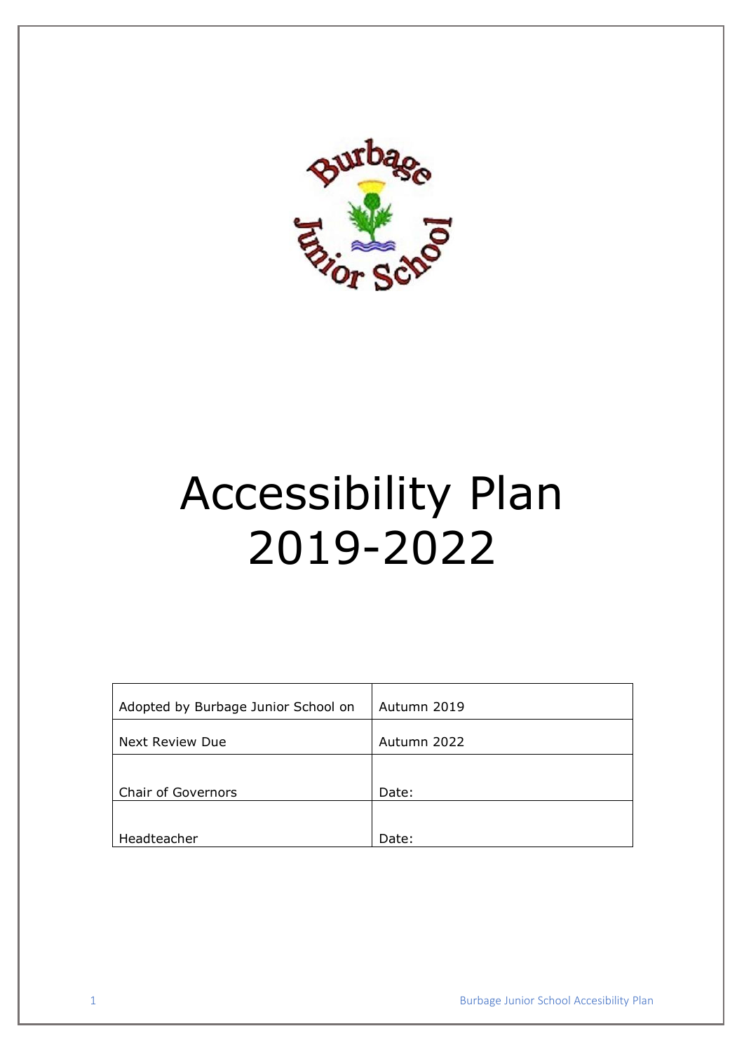# Accessibility Plan 2019-2022

| Adopted by Burbage Junior School on | Autumn 2019 |
|---|---|
| Next Review Due | Autumn 2022 |
| Chair of Governors | Date: |
| Headteacher | Date: |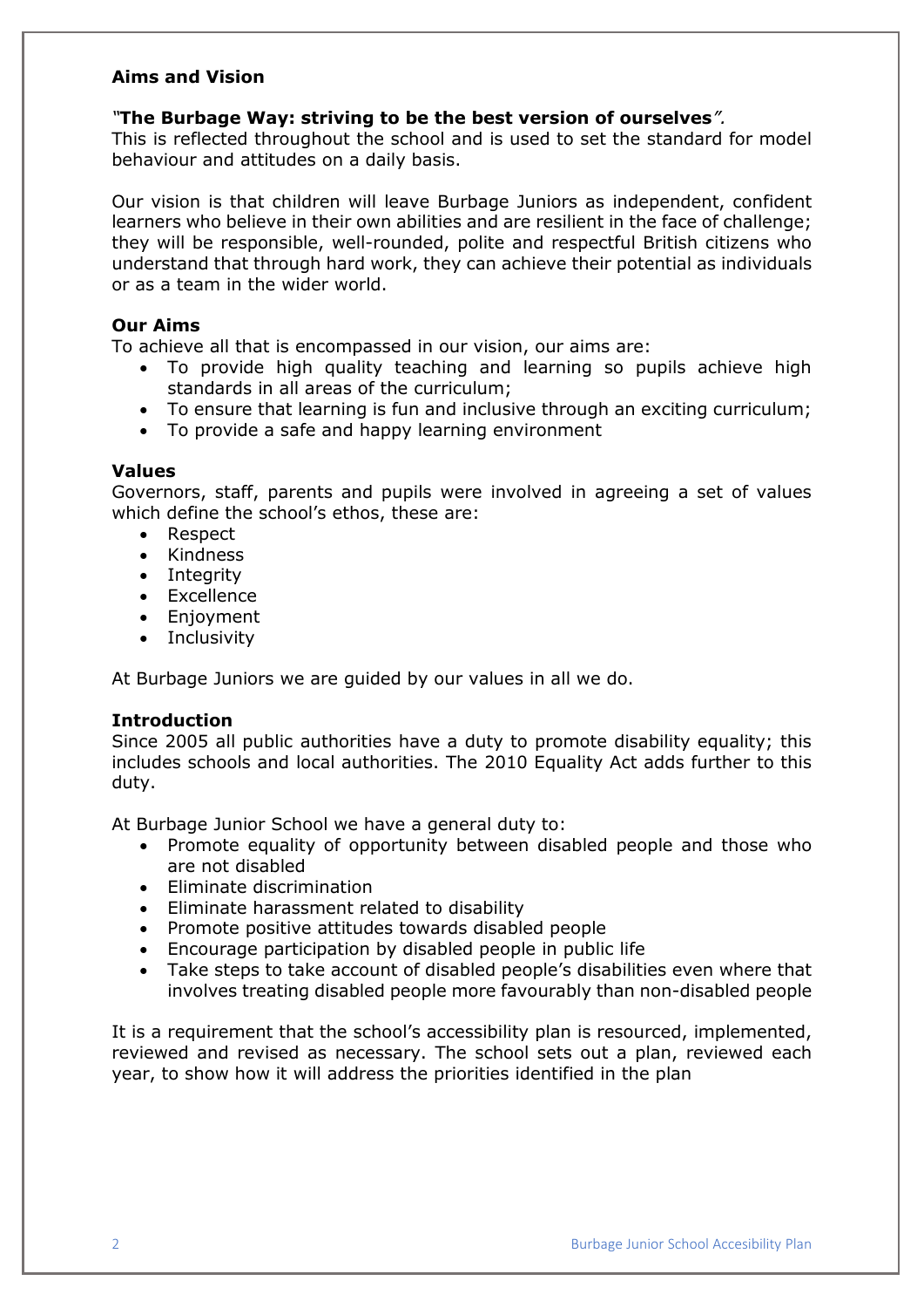## Aims and Vision

***"The Burbage Way: striving to be the best version of ourselves".***
This is reflected throughout the school and is used to set the standard for model behaviour and attitudes on a daily basis.

Our vision is that children will leave Burbage Juniors as independent, confident learners who believe in their own abilities and are resilient in the face of challenge; they will be responsible, well-rounded, polite and respectful British citizens who understand that through hard work, they can achieve their potential as individuals or as a team in the wider world.

### Our Aims

To achieve all that is encompassed in our vision, our aims are:

- To provide high quality teaching and learning so pupils achieve high standards in all areas of the curriculum;
- To ensure that learning is fun and inclusive through an exciting curriculum;
- To provide a safe and happy learning environment

### Values

Governors, staff, parents and pupils were involved in agreeing a set of values which define the school's ethos, these are:

- Respect
- Kindness
- Integrity
- Excellence
- Enjoyment
- Inclusivity

At Burbage Juniors we are guided by our values in all we do.

### Introduction

Since 2005 all public authorities have a duty to promote disability equality; this includes schools and local authorities. The 2010 Equality Act adds further to this duty.

At Burbage Junior School we have a general duty to:

- Promote equality of opportunity between disabled people and those who are not disabled
- Eliminate discrimination
- Eliminate harassment related to disability
- Promote positive attitudes towards disabled people
- Encourage participation by disabled people in public life
- Take steps to take account of disabled people's disabilities even where that involves treating disabled people more favourably than non-disabled people

It is a requirement that the school's accessibility plan is resourced, implemented, reviewed and revised as necessary. The school sets out a plan, reviewed each year, to show how it will address the priorities identified in the plan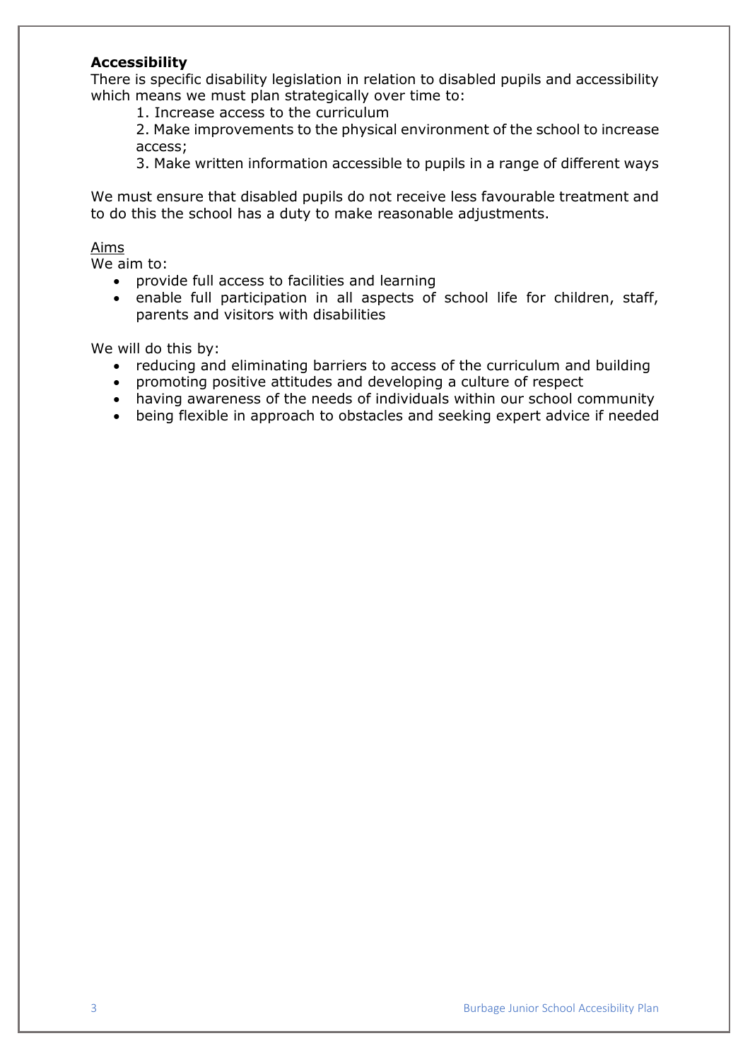**Accessibility**

There is specific disability legislation in relation to disabled pupils and accessibility which means we must plan strategically over time to:

1. Increase access to the curriculum
2. Make improvements to the physical environment of the school to increase access;
3. Make written information accessible to pupils in a range of different ways

We must ensure that disabled pupils do not receive less favourable treatment and to do this the school has a duty to make reasonable adjustments.

<u>Aims</u>

We aim to:

- provide full access to facilities and learning
- enable full participation in all aspects of school life for children, staff, parents and visitors with disabilities

We will do this by:

- reducing and eliminating barriers to access of the curriculum and building
- promoting positive attitudes and developing a culture of respect
- having awareness of the needs of individuals within our school community
- being flexible in approach to obstacles and seeking expert advice if needed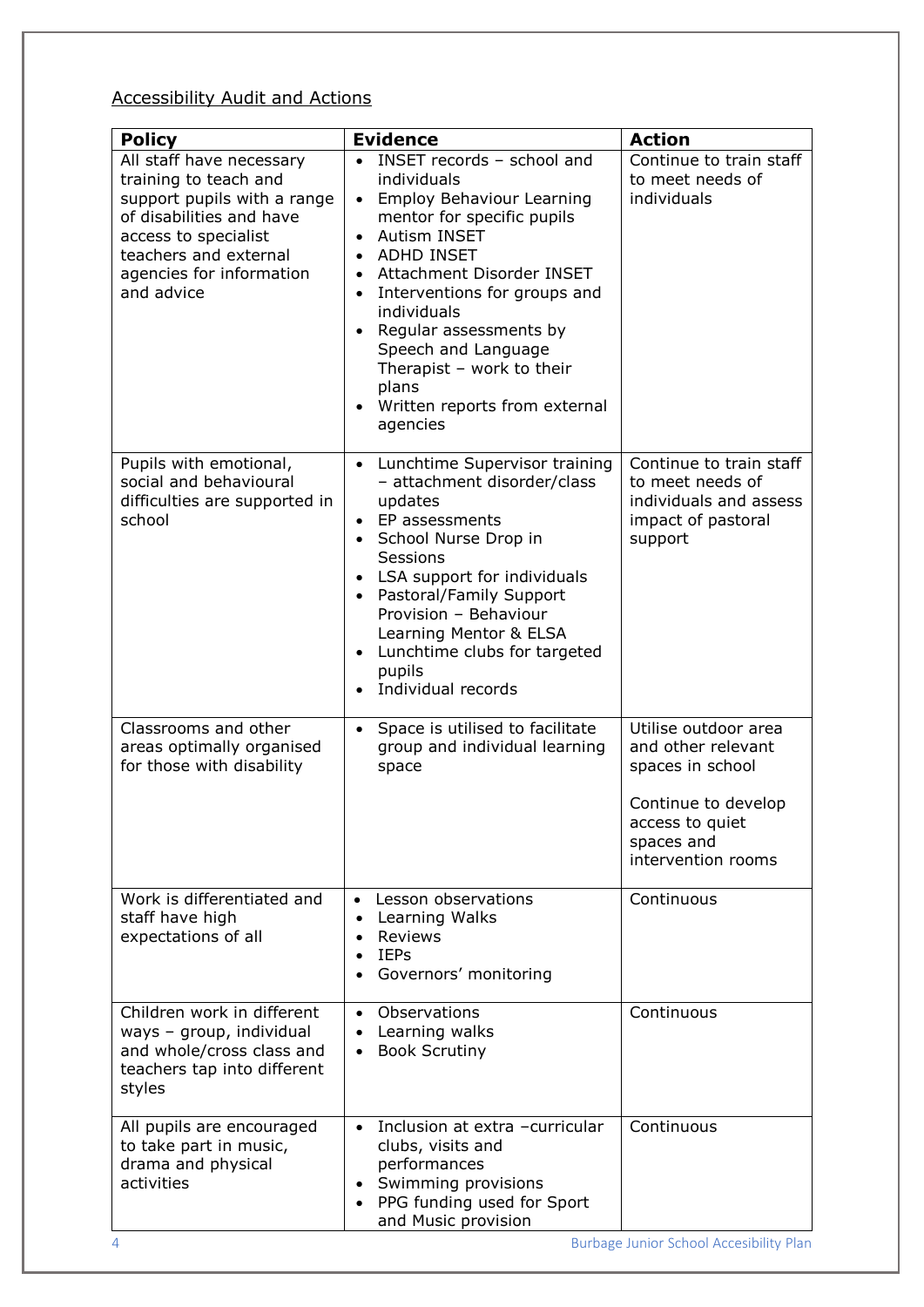Accessibility Audit and Actions

| Policy | Evidence | Action |
|---|---|---|
| All staff have necessary training to teach and support pupils with a range of disabilities and have access to specialist teachers and external agencies for information and advice | • INSET records – school and individuals<br>• Employ Behaviour Learning mentor for specific pupils<br>• Autism INSET<br>• ADHD INSET<br>• Attachment Disorder INSET<br>• Interventions for groups and individuals<br>• Regular assessments by Speech and Language Therapist – work to their plans<br>• Written reports from external agencies | Continue to train staff to meet needs of individuals |
| Pupils with emotional, social and behavioural difficulties are supported in school | • Lunchtime Supervisor training – attachment disorder/class updates<br>• EP assessments<br>• School Nurse Drop in Sessions<br>• LSA support for individuals<br>• Pastoral/Family Support Provision – Behaviour Learning Mentor & ELSA<br>• Lunchtime clubs for targeted pupils<br>• Individual records | Continue to train staff to meet needs of individuals and assess impact of pastoral support |
| Classrooms and other areas optimally organised for those with disability | • Space is utilised to facilitate group and individual learning space | Utilise outdoor area and other relevant spaces in school<br><br>Continue to develop access to quiet spaces and intervention rooms |
| Work is differentiated and staff have high expectations of all | • Lesson observations<br>• Learning Walks<br>• Reviews<br>• IEPs<br>• Governors' monitoring | Continuous |
| Children work in different ways – group, individual and whole/cross class and teachers tap into different styles | • Observations<br>• Learning walks<br>• Book Scrutiny | Continuous |
| All pupils are encouraged to take part in music, drama and physical activities | • Inclusion at extra –curricular clubs, visits and performances<br>• Swimming provisions<br>• PPG funding used for Sport and Music provision | Continuous |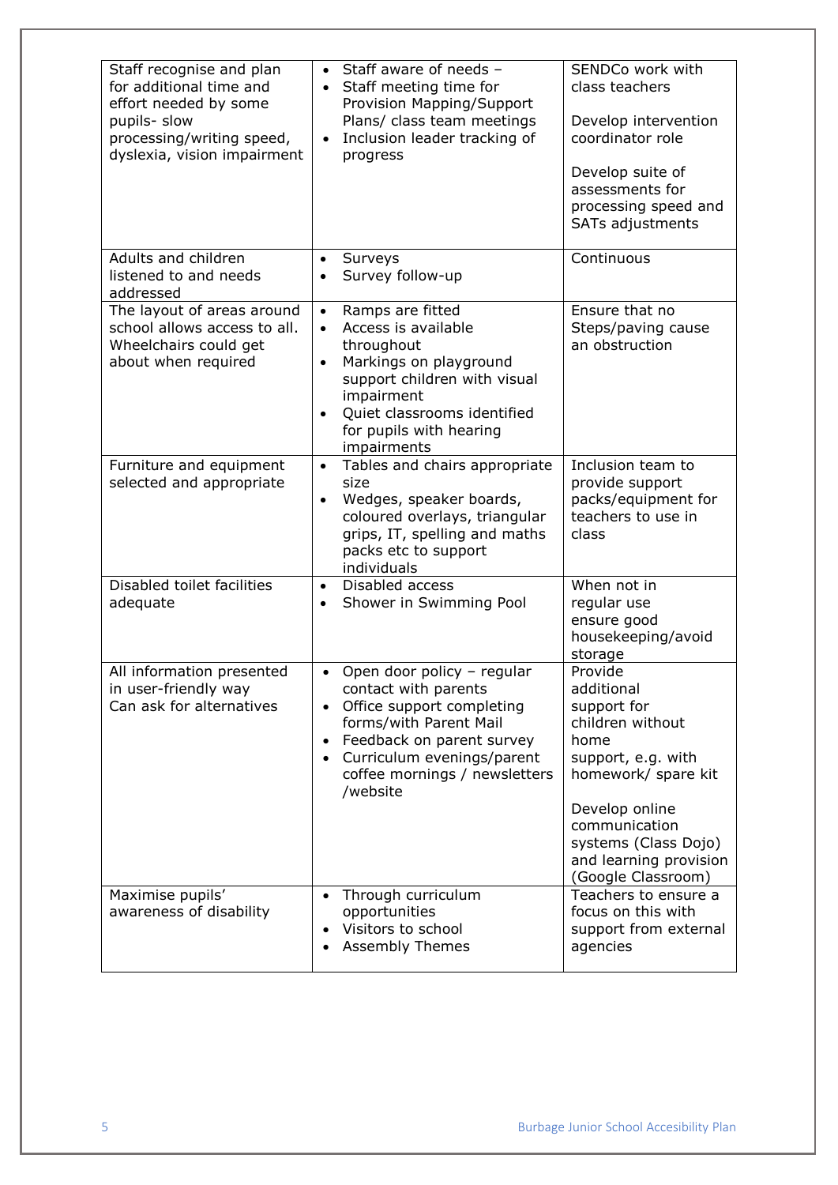| | | |
|---|---|---|
| Staff recognise and plan for additional time and effort needed by some pupils- slow processing/writing speed, dyslexia, vision impairment | • Staff aware of needs – <br>• Staff meeting time for Provision Mapping/Support Plans/ class team meetings <br>• Inclusion leader tracking of progress | SENDCo work with class teachers<br><br>Develop intervention coordinator role<br><br>Develop suite of assessments for processing speed and SATs adjustments |
| Adults and children listened to and needs addressed | • Surveys <br>• Survey follow-up | Continuous |
| The layout of areas around school allows access to all. Wheelchairs could get about when required | • Ramps are fitted <br>• Access is available throughout <br>• Markings on playground support children with visual impairment <br>• Quiet classrooms identified for pupils with hearing impairments | Ensure that no Steps/paving cause an obstruction |
| Furniture and equipment selected and appropriate | • Tables and chairs appropriate size <br>• Wedges, speaker boards, coloured overlays, triangular grips, IT, spelling and maths packs etc to support individuals | Inclusion team to provide support packs/equipment for teachers to use in class |
| Disabled toilet facilities adequate | • Disabled access <br>• Shower in Swimming Pool | When not in regular use ensure good housekeeping/avoid storage |
| All information presented in user-friendly way<br>Can ask for alternatives | • Open door policy – regular contact with parents <br>• Office support completing forms/with Parent Mail <br>• Feedback on parent survey <br>• Curriculum evenings/parent coffee mornings / newsletters /website | Provide additional support for children without home support, e.g. with homework/ spare kit<br><br>Develop online communication systems (Class Dojo) and learning provision (Google Classroom) |
| Maximise pupils' awareness of disability | • Through curriculum opportunities <br>• Visitors to school <br>• Assembly Themes | Teachers to ensure a focus on this with support from external agencies |